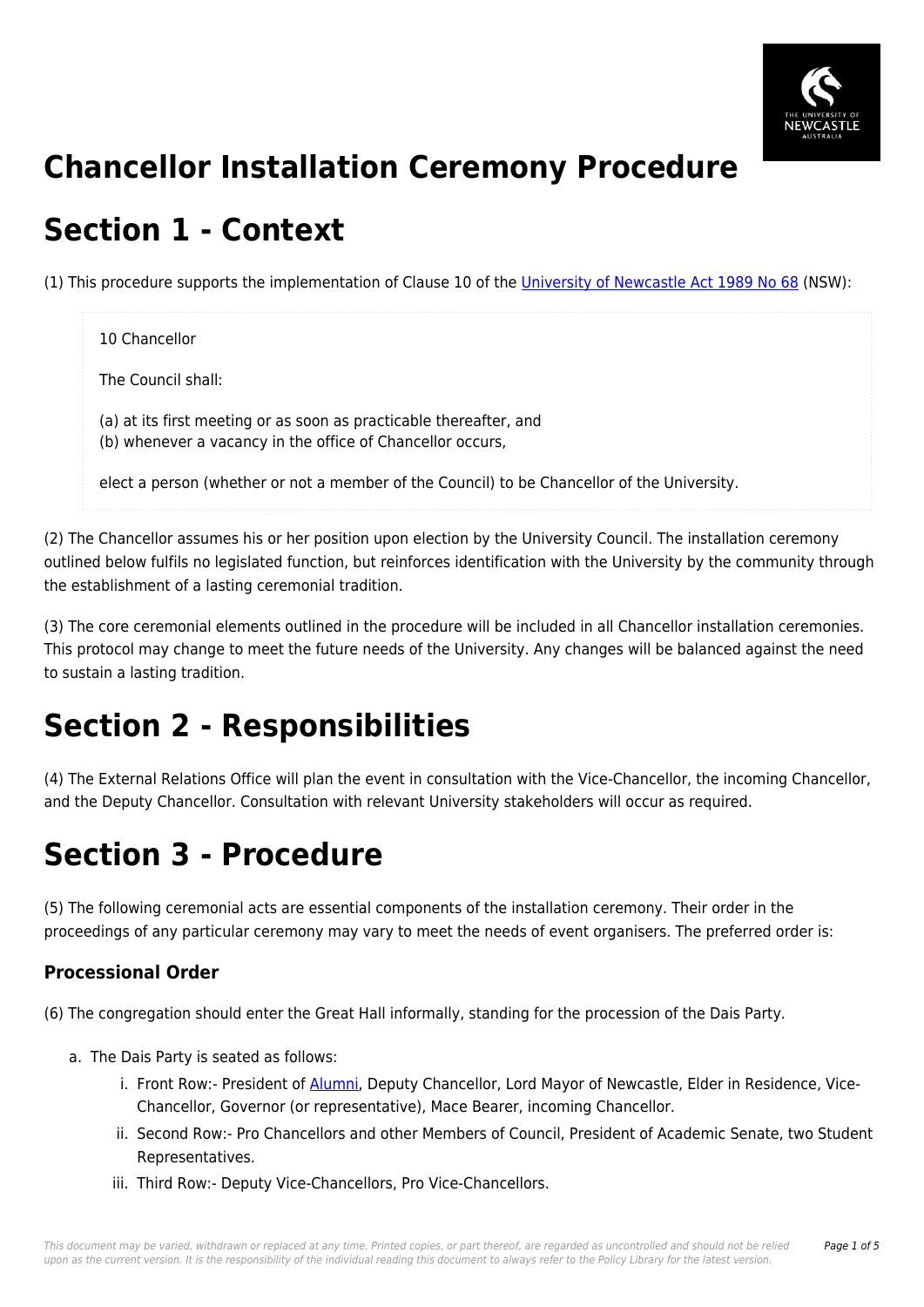# Chancellor Installation Ceremony Procedure

# Section 1 - Context

(1) This procedure supports the implementation of Clause 10 of the University of Newcastle Act 1989 No 68 (NSW):

> 10 Chancellor
>
> The Council shall:
>
> (a) at its first meeting or as soon as practicable thereafter, and
> (b) whenever a vacancy in the office of Chancellor occurs,
>
> elect a person (whether or not a member of the Council) to be Chancellor of the University.

(2) The Chancellor assumes his or her position upon election by the University Council. The installation ceremony outlined below fulfils no legislated function, but reinforces identification with the University by the community through the establishment of a lasting ceremonial tradition.

(3) The core ceremonial elements outlined in the procedure will be included in all Chancellor installation ceremonies. This protocol may change to meet the future needs of the University. Any changes will be balanced against the need to sustain a lasting tradition.

# Section 2 - Responsibilities

(4) The External Relations Office will plan the event in consultation with the Vice-Chancellor, the incoming Chancellor, and the Deputy Chancellor. Consultation with relevant University stakeholders will occur as required.

# Section 3 - Procedure

(5) The following ceremonial acts are essential components of the installation ceremony. Their order in the proceedings of any particular ceremony may vary to meet the needs of event organisers. The preferred order is:

### Processional Order

(6) The congregation should enter the Great Hall informally, standing for the procession of the Dais Party.

a. The Dais Party is seated as follows:
    i. Front Row:- President of Alumni, Deputy Chancellor, Lord Mayor of Newcastle, Elder in Residence, Vice-Chancellor, Governor (or representative), Mace Bearer, incoming Chancellor.
    ii. Second Row:- Pro Chancellors and other Members of Council, President of Academic Senate, two Student Representatives.
    iii. Third Row:- Deputy Vice-Chancellors, Pro Vice-Chancellors.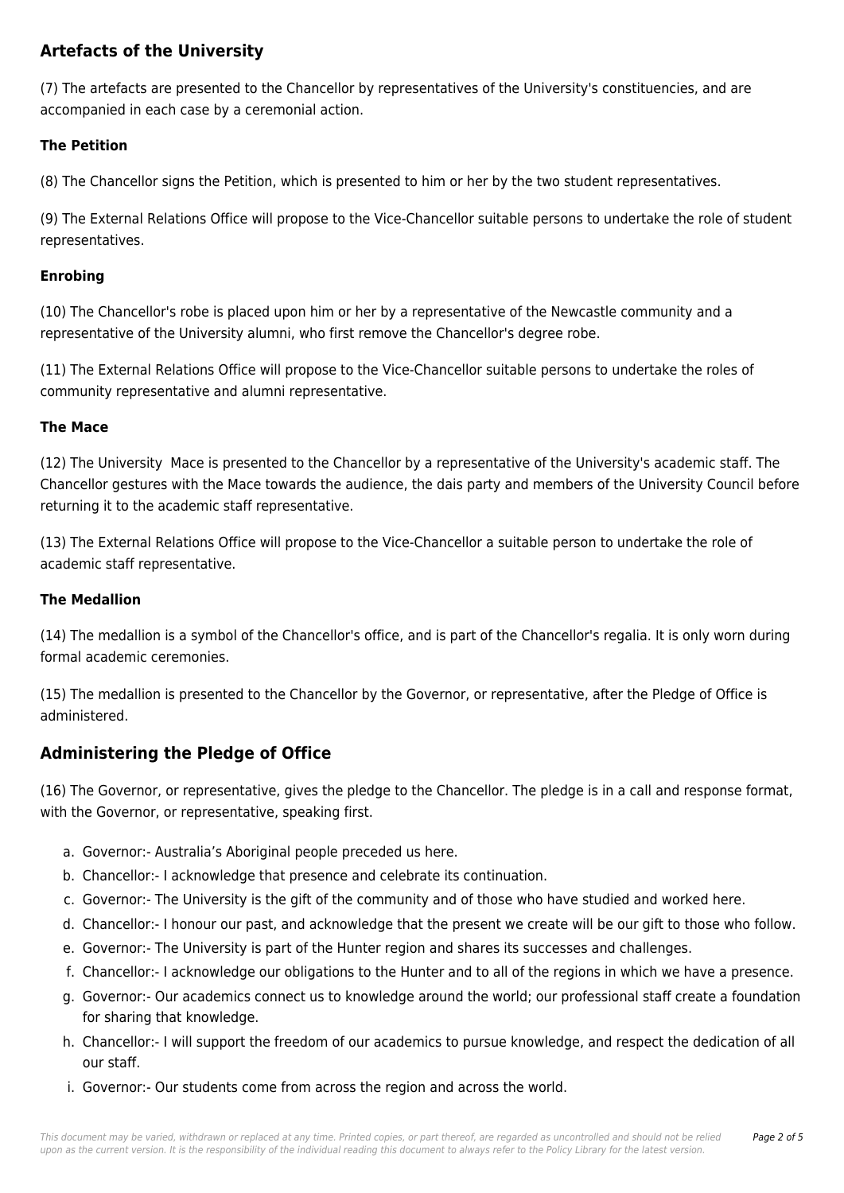## Artefacts of the University

(7) The artefacts are presented to the Chancellor by representatives of the University's constituencies, and are accompanied in each case by a ceremonial action.

### The Petition

(8) The Chancellor signs the Petition, which is presented to him or her by the two student representatives.

(9) The External Relations Office will propose to the Vice-Chancellor suitable persons to undertake the role of student representatives.

### Enrobing

(10) The Chancellor's robe is placed upon him or her by a representative of the Newcastle community and a representative of the University alumni, who first remove the Chancellor's degree robe.

(11) The External Relations Office will propose to the Vice-Chancellor suitable persons to undertake the roles of community representative and alumni representative.

### The Mace

(12) The University Mace is presented to the Chancellor by a representative of the University's academic staff. The Chancellor gestures with the Mace towards the audience, the dais party and members of the University Council before returning it to the academic staff representative.

(13) The External Relations Office will propose to the Vice-Chancellor a suitable person to undertake the role of academic staff representative.

### The Medallion

(14) The medallion is a symbol of the Chancellor's office, and is part of the Chancellor's regalia. It is only worn during formal academic ceremonies.

(15) The medallion is presented to the Chancellor by the Governor, or representative, after the Pledge of Office is administered.

## Administering the Pledge of Office

(16) The Governor, or representative, gives the pledge to the Chancellor. The pledge is in a call and response format, with the Governor, or representative, speaking first.

a. Governor:- Australia's Aboriginal people preceded us here.
b. Chancellor:- I acknowledge that presence and celebrate its continuation.
c. Governor:- The University is the gift of the community and of those who have studied and worked here.
d. Chancellor:- I honour our past, and acknowledge that the present we create will be our gift to those who follow.
e. Governor:- The University is part of the Hunter region and shares its successes and challenges.
f. Chancellor:- I acknowledge our obligations to the Hunter and to all of the regions in which we have a presence.
g. Governor:- Our academics connect us to knowledge around the world; our professional staff create a foundation for sharing that knowledge.
h. Chancellor:- I will support the freedom of our academics to pursue knowledge, and respect the dedication of all our staff.
i. Governor:- Our students come from across the region and across the world.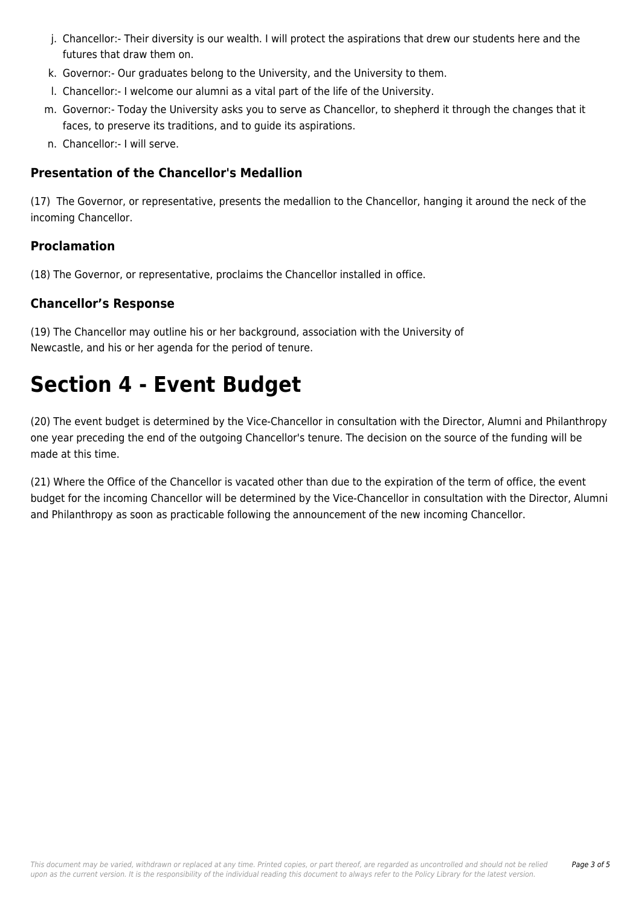j. Chancellor:- Their diversity is our wealth. I will protect the aspirations that drew our students here and the futures that draw them on.
k. Governor:- Our graduates belong to the University, and the University to them.
l. Chancellor:- I welcome our alumni as a vital part of the life of the University.
m. Governor:- Today the University asks you to serve as Chancellor, to shepherd it through the changes that it faces, to preserve its traditions, and to guide its aspirations.
n. Chancellor:- I will serve.

### Presentation of the Chancellor's Medallion

(17) The Governor, or representative, presents the medallion to the Chancellor, hanging it around the neck of the incoming Chancellor.

### Proclamation

(18) The Governor, or representative, proclaims the Chancellor installed in office.

### Chancellor's Response

(19) The Chancellor may outline his or her background, association with the University of Newcastle, and his or her agenda for the period of tenure.

# Section 4 - Event Budget

(20) The event budget is determined by the Vice-Chancellor in consultation with the Director, Alumni and Philanthropy one year preceding the end of the outgoing Chancellor's tenure. The decision on the source of the funding will be made at this time.

(21) Where the Office of the Chancellor is vacated other than due to the expiration of the term of office, the event budget for the incoming Chancellor will be determined by the Vice-Chancellor in consultation with the Director, Alumni and Philanthropy as soon as practicable following the announcement of the new incoming Chancellor.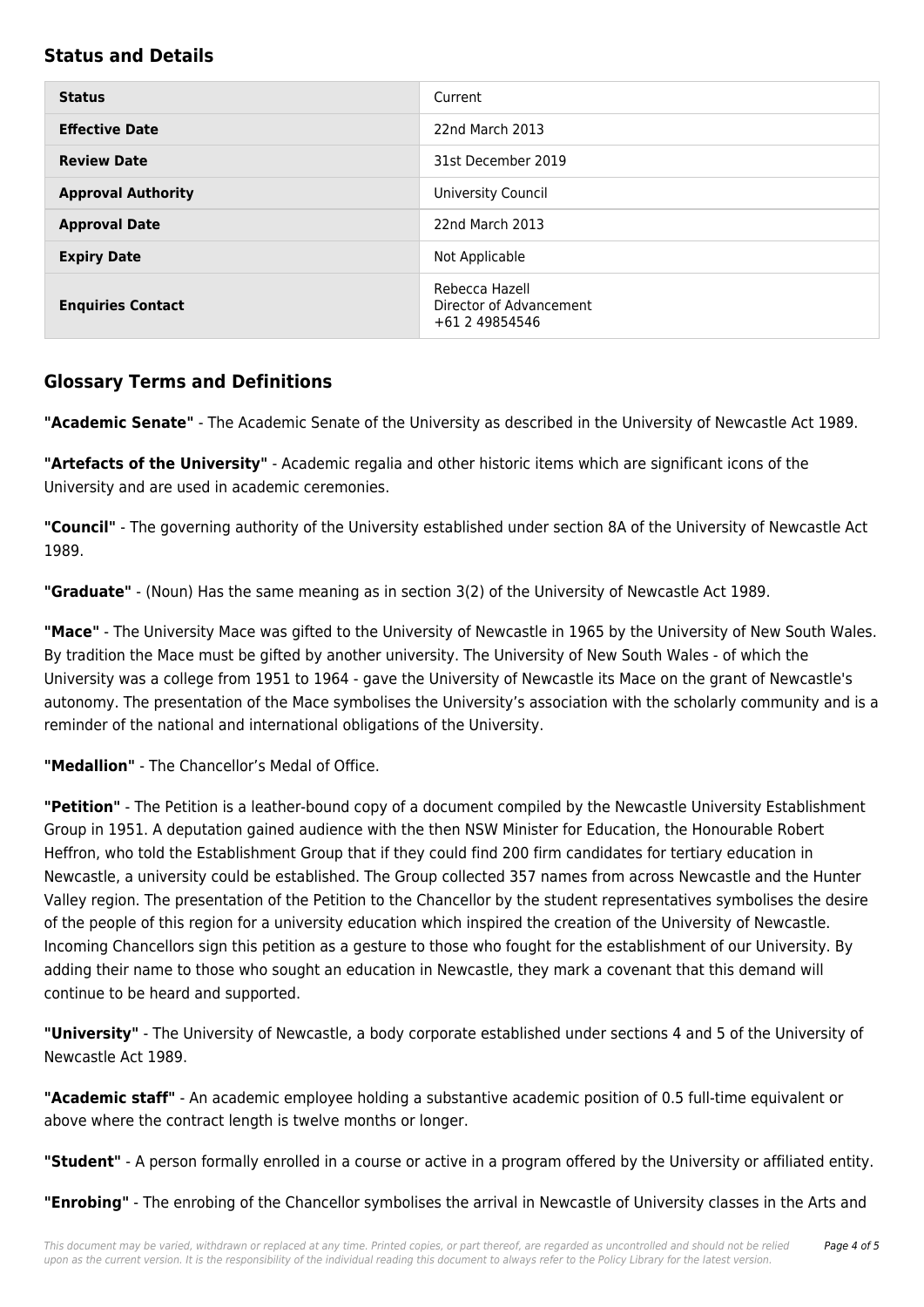## Status and Details

| Status | Current |
|---|---|
| **Effective Date** | 22nd March 2013 |
| **Review Date** | 31st December 2019 |
| **Approval Authority** | University Council |
| **Approval Date** | 22nd March 2013 |
| **Expiry Date** | Not Applicable |
| **Enquiries Contact** | Rebecca Hazell<br>Director of Advancement<br>+61 2 49854546 |

## Glossary Terms and Definitions

**"Academic Senate"** - The Academic Senate of the University as described in the University of Newcastle Act 1989.

**"Artefacts of the University"** - Academic regalia and other historic items which are significant icons of the University and are used in academic ceremonies.

**"Council"** - The governing authority of the University established under section 8A of the University of Newcastle Act 1989.

**"Graduate"** - (Noun) Has the same meaning as in section 3(2) of the University of Newcastle Act 1989.

**"Mace"** - The University Mace was gifted to the University of Newcastle in 1965 by the University of New South Wales. By tradition the Mace must be gifted by another university. The University of New South Wales - of which the University was a college from 1951 to 1964 - gave the University of Newcastle its Mace on the grant of Newcastle's autonomy. The presentation of the Mace symbolises the University's association with the scholarly community and is a reminder of the national and international obligations of the University.

**"Medallion"** - The Chancellor's Medal of Office.

**"Petition"** - The Petition is a leather-bound copy of a document compiled by the Newcastle University Establishment Group in 1951. A deputation gained audience with the then NSW Minister for Education, the Honourable Robert Heffron, who told the Establishment Group that if they could find 200 firm candidates for tertiary education in Newcastle, a university could be established. The Group collected 357 names from across Newcastle and the Hunter Valley region. The presentation of the Petition to the Chancellor by the student representatives symbolises the desire of the people of this region for a university education which inspired the creation of the University of Newcastle. Incoming Chancellors sign this petition as a gesture to those who fought for the establishment of our University. By adding their name to those who sought an education in Newcastle, they mark a covenant that this demand will continue to be heard and supported.

**"University"** - The University of Newcastle, a body corporate established under sections 4 and 5 of the University of Newcastle Act 1989.

**"Academic staff"** - An academic employee holding a substantive academic position of 0.5 full-time equivalent or above where the contract length is twelve months or longer.

**"Student"** - A person formally enrolled in a course or active in a program offered by the University or affiliated entity.

**"Enrobing"** - The enrobing of the Chancellor symbolises the arrival in Newcastle of University classes in the Arts and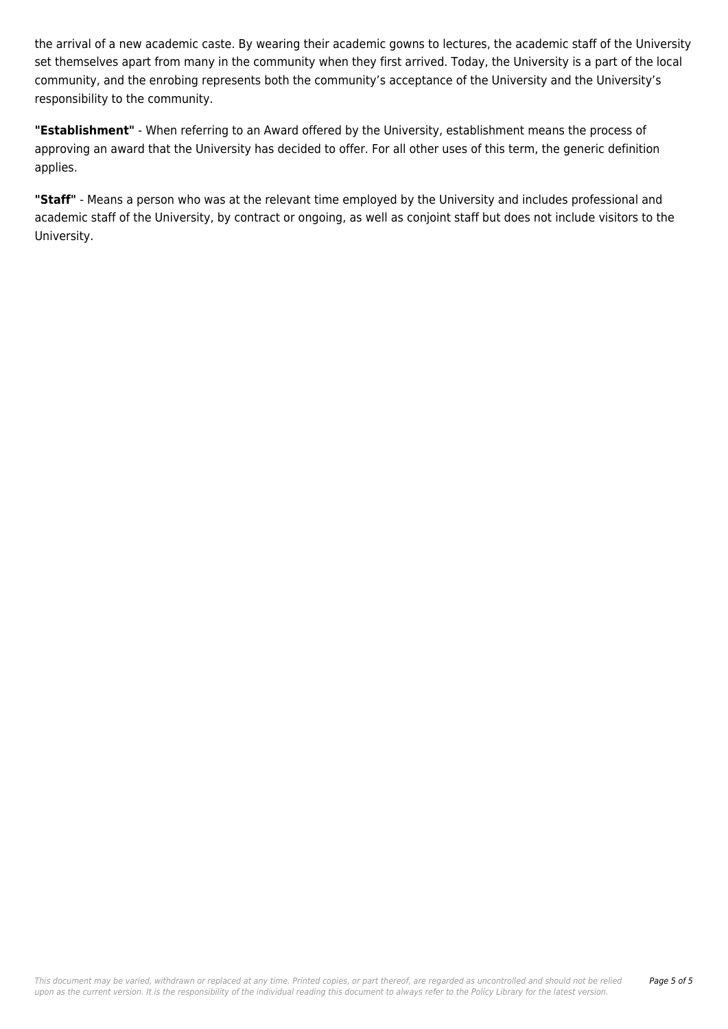the arrival of a new academic caste. By wearing their academic gowns to lectures, the academic staff of the University set themselves apart from many in the community when they first arrived. Today, the University is a part of the local community, and the enrobing represents both the community's acceptance of the University and the University's responsibility to the community.

**"Establishment"** - When referring to an Award offered by the University, establishment means the process of approving an award that the University has decided to offer. For all other uses of this term, the generic definition applies.

**"Staff"** - Means a person who was at the relevant time employed by the University and includes professional and academic staff of the University, by contract or ongoing, as well as conjoint staff but does not include visitors to the University.